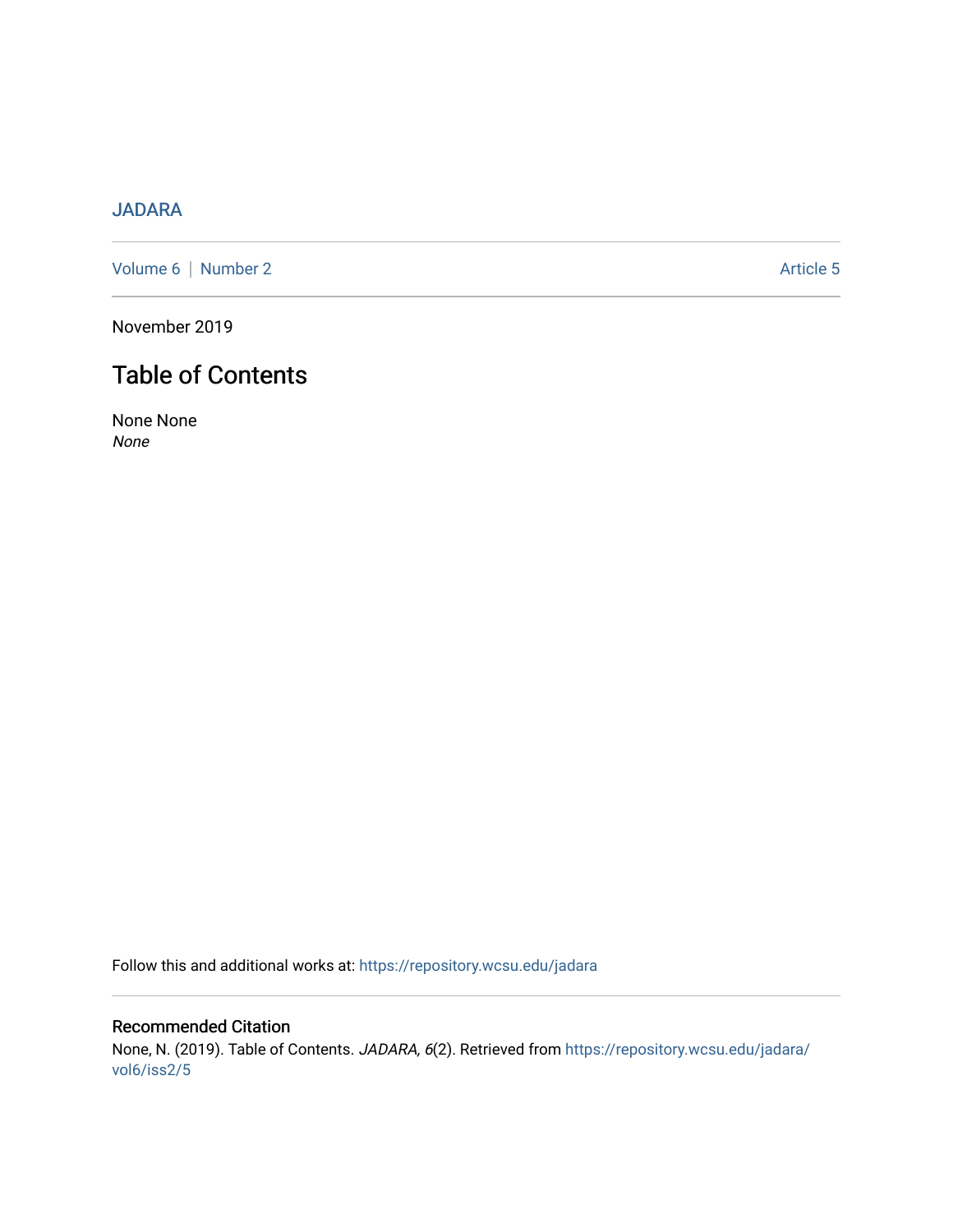JADARA

Volume 6 | Number 2 Article 5

November 2019

# Table of Contents

None None
*None*

Follow this and additional works at: https://repository.wcsu.edu/jadara

## Recommended Citation

None, N. (2019). Table of Contents. *JADARA, 6*(2). Retrieved from https://repository.wcsu.edu/jadara/vol6/iss2/5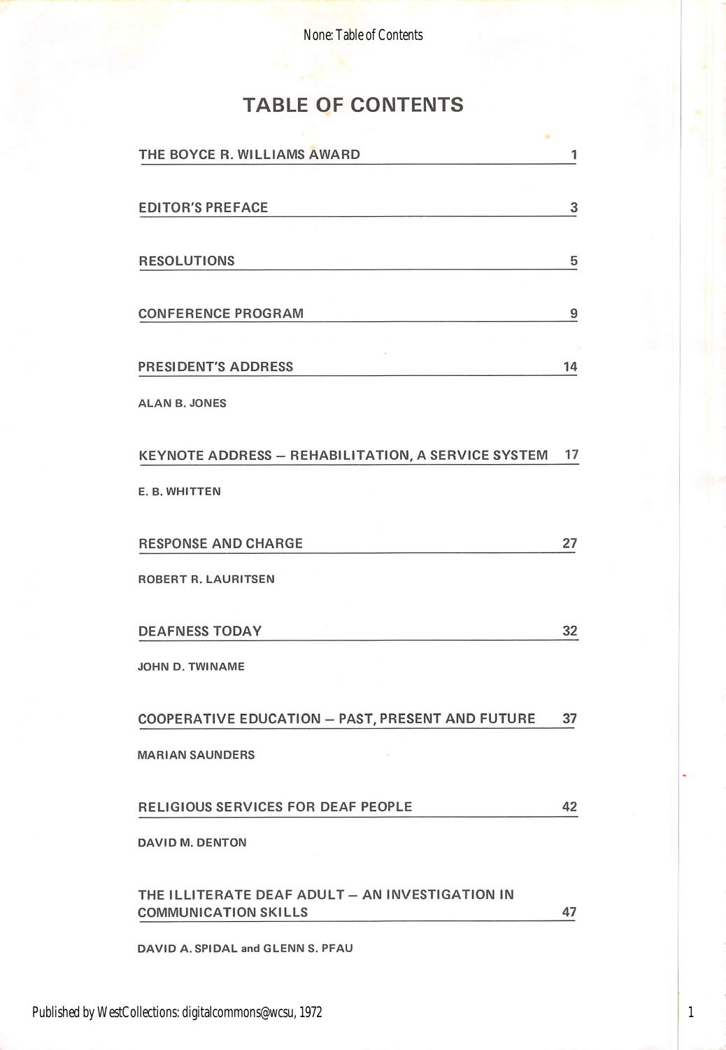# TABLE OF CONTENTS

THE BOYCE R. WILLIAMS AWARD — 1

EDITOR'S PREFACE — 3

RESOLUTIONS — 5

CONFERENCE PROGRAM — 9

PRESIDENT'S ADDRESS — 14

ALAN B. JONES

KEYNOTE ADDRESS – REHABILITATION, A SERVICE SYSTEM — 17

E. B. WHITTEN

RESPONSE AND CHARGE — 27

ROBERT R. LAURITSEN

DEAFNESS TODAY — 32

JOHN D. TWINAME

COOPERATIVE EDUCATION – PAST, PRESENT AND FUTURE — 37

MARIAN SAUNDERS

RELIGIOUS SERVICES FOR DEAF PEOPLE — 42

DAVID M. DENTON

THE ILLITERATE DEAF ADULT – AN INVESTIGATION IN COMMUNICATION SKILLS — 47

DAVID A. SPIDAL and GLENN S. PFAU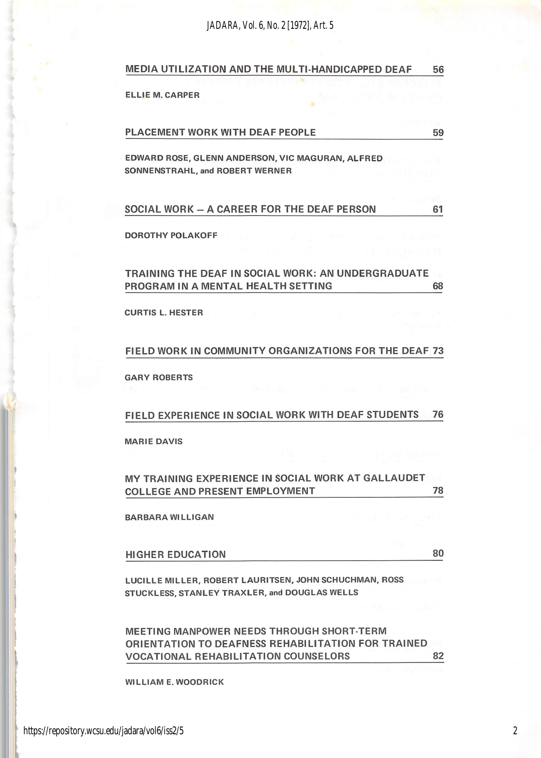MEDIA UTILIZATION AND THE MULTI-HANDICAPPED DEAF 56

ELLIE M. CARPER

PLACEMENT WORK WITH DEAF PEOPLE 59

EDWARD ROSE, GLENN ANDERSON, VIC MAGURAN, ALFRED SONNENSTRAHL, and ROBERT WERNER

SOCIAL WORK — A CAREER FOR THE DEAF PERSON 61

DOROTHY POLAKOFF

TRAINING THE DEAF IN SOCIAL WORK: AN UNDERGRADUATE PROGRAM IN A MENTAL HEALTH SETTING 68

CURTIS L. HESTER

FIELD WORK IN COMMUNITY ORGANIZATIONS FOR THE DEAF 73

GARY ROBERTS

FIELD EXPERIENCE IN SOCIAL WORK WITH DEAF STUDENTS 76

MARIE DAVIS

MY TRAINING EXPERIENCE IN SOCIAL WORK AT GALLAUDET COLLEGE AND PRESENT EMPLOYMENT 78

BARBARA WILLIGAN

HIGHER EDUCATION 80

LUCILLE MILLER, ROBERT LAURITSEN, JOHN SCHUCHMAN, ROSS STUCKLESS, STANLEY TRAXLER, and DOUGLAS WELLS

MEETING MANPOWER NEEDS THROUGH SHORT-TERM ORIENTATION TO DEAFNESS REHABILITATION FOR TRAINED VOCATIONAL REHABILITATION COUNSELORS 82

WILLIAM E. WOODRICK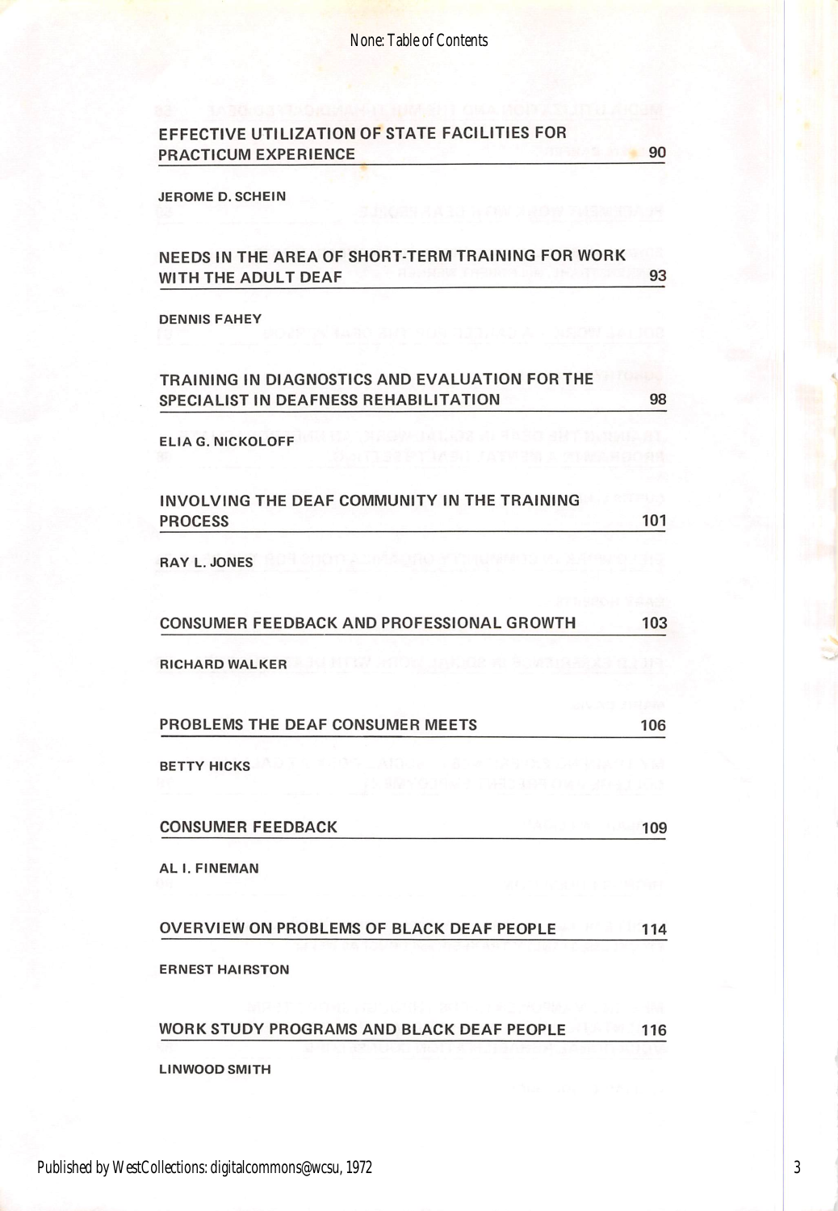| | |
|---|---|
| EFFECTIVE UTILIZATION OF STATE FACILITIES FOR PRACTICUM EXPERIENCE | 90 |
| JEROME D. SCHEIN | |
| NEEDS IN THE AREA OF SHORT-TERM TRAINING FOR WORK WITH THE ADULT DEAF | 93 |
| DENNIS FAHEY | |
| TRAINING IN DIAGNOSTICS AND EVALUATION FOR THE SPECIALIST IN DEAFNESS REHABILITATION | 98 |
| ELIA G. NICKOLOFF | |
| INVOLVING THE DEAF COMMUNITY IN THE TRAINING PROCESS | 101 |
| RAY L. JONES | |
| CONSUMER FEEDBACK AND PROFESSIONAL GROWTH | 103 |
| RICHARD WALKER | |
| PROBLEMS THE DEAF CONSUMER MEETS | 106 |
| BETTY HICKS | |
| CONSUMER FEEDBACK | 109 |
| AL I. FINEMAN | |
| OVERVIEW ON PROBLEMS OF BLACK DEAF PEOPLE | 114 |
| ERNEST HAIRSTON | |
| WORK STUDY PROGRAMS AND BLACK DEAF PEOPLE | 116 |
| LINWOOD SMITH | |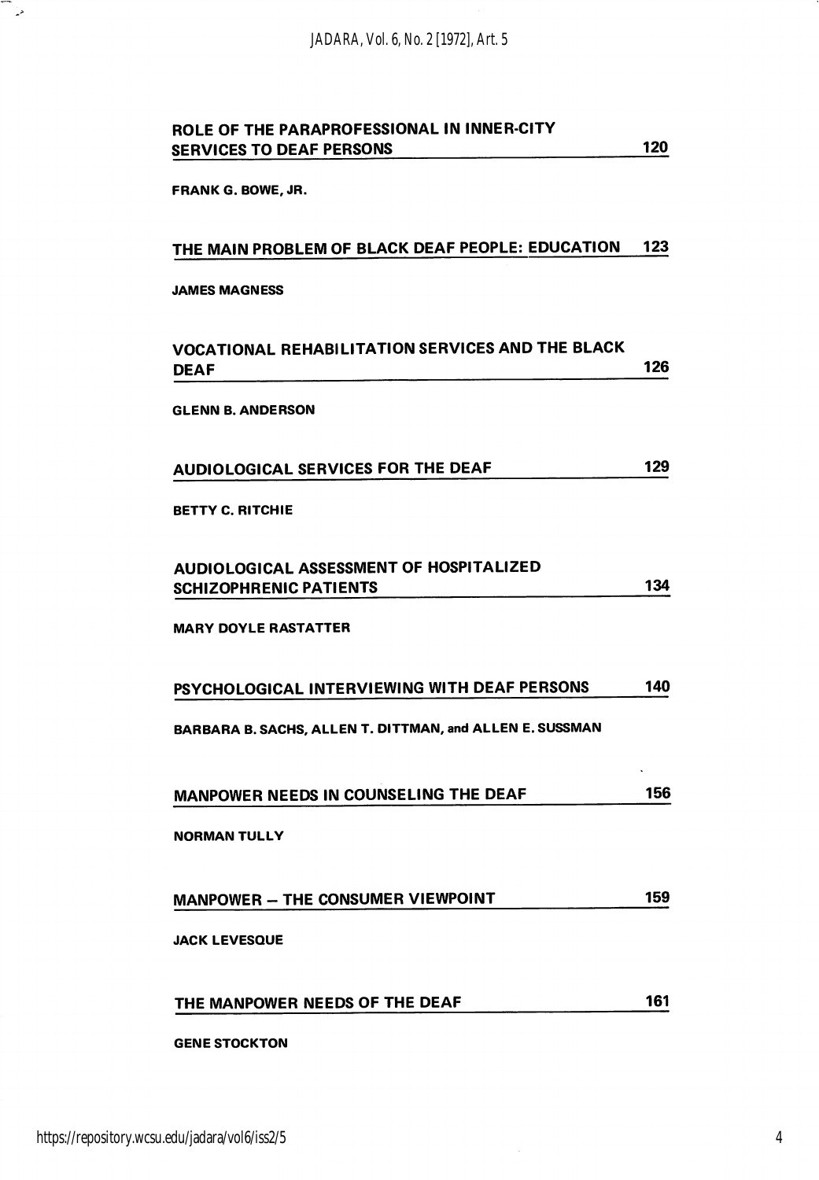**ROLE OF THE PARAPROFESSIONAL IN INNER-CITY SERVICES TO DEAF PERSONS** 120

FRANK G. BOWE, JR.

**THE MAIN PROBLEM OF BLACK DEAF PEOPLE: EDUCATION** 123

JAMES MAGNESS

**VOCATIONAL REHABILITATION SERVICES AND THE BLACK DEAF** 126

GLENN B. ANDERSON

**AUDIOLOGICAL SERVICES FOR THE DEAF** 129

BETTY C. RITCHIE

**AUDIOLOGICAL ASSESSMENT OF HOSPITALIZED SCHIZOPHRENIC PATIENTS** 134

MARY DOYLE RASTATTER

**PSYCHOLOGICAL INTERVIEWING WITH DEAF PERSONS** 140

BARBARA B. SACHS, ALLEN T. DITTMAN, and ALLEN E. SUSSMAN

**MANPOWER NEEDS IN COUNSELING THE DEAF** 156

NORMAN TULLY

**MANPOWER – THE CONSUMER VIEWPOINT** 159

JACK LEVESQUE

**THE MANPOWER NEEDS OF THE DEAF** 161

GENE STOCKTON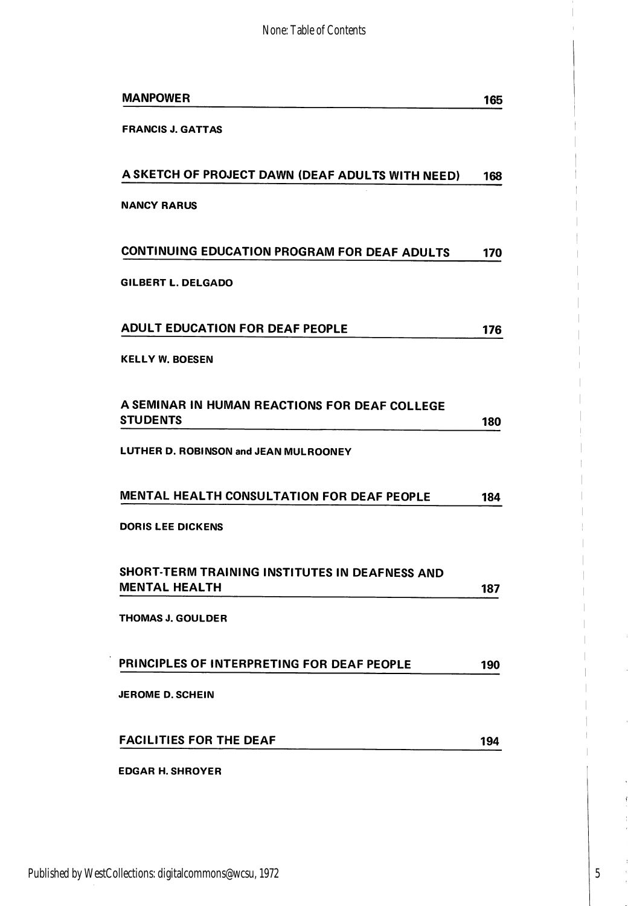| | |
|---|---|
| **MANPOWER** | **165** |
| **FRANCIS J. GATTAS** | |
| **A SKETCH OF PROJECT DAWN (DEAF ADULTS WITH NEED)** | **168** |
| **NANCY RARUS** | |
| **CONTINUING EDUCATION PROGRAM FOR DEAF ADULTS** | **170** |
| **GILBERT L. DELGADO** | |
| **ADULT EDUCATION FOR DEAF PEOPLE** | **176** |
| **KELLY W. BOESEN** | |
| **A SEMINAR IN HUMAN REACTIONS FOR DEAF COLLEGE STUDENTS** | **180** |
| **LUTHER D. ROBINSON and JEAN MULROONEY** | |
| **MENTAL HEALTH CONSULTATION FOR DEAF PEOPLE** | **184** |
| **DORIS LEE DICKENS** | |
| **SHORT-TERM TRAINING INSTITUTES IN DEAFNESS AND MENTAL HEALTH** | **187** |
| **THOMAS J. GOULDER** | |
| **PRINCIPLES OF INTERPRETING FOR DEAF PEOPLE** | **190** |
| **JEROME D. SCHEIN** | |
| **FACILITIES FOR THE DEAF** | **194** |
| **EDGAR H. SHROYER** | |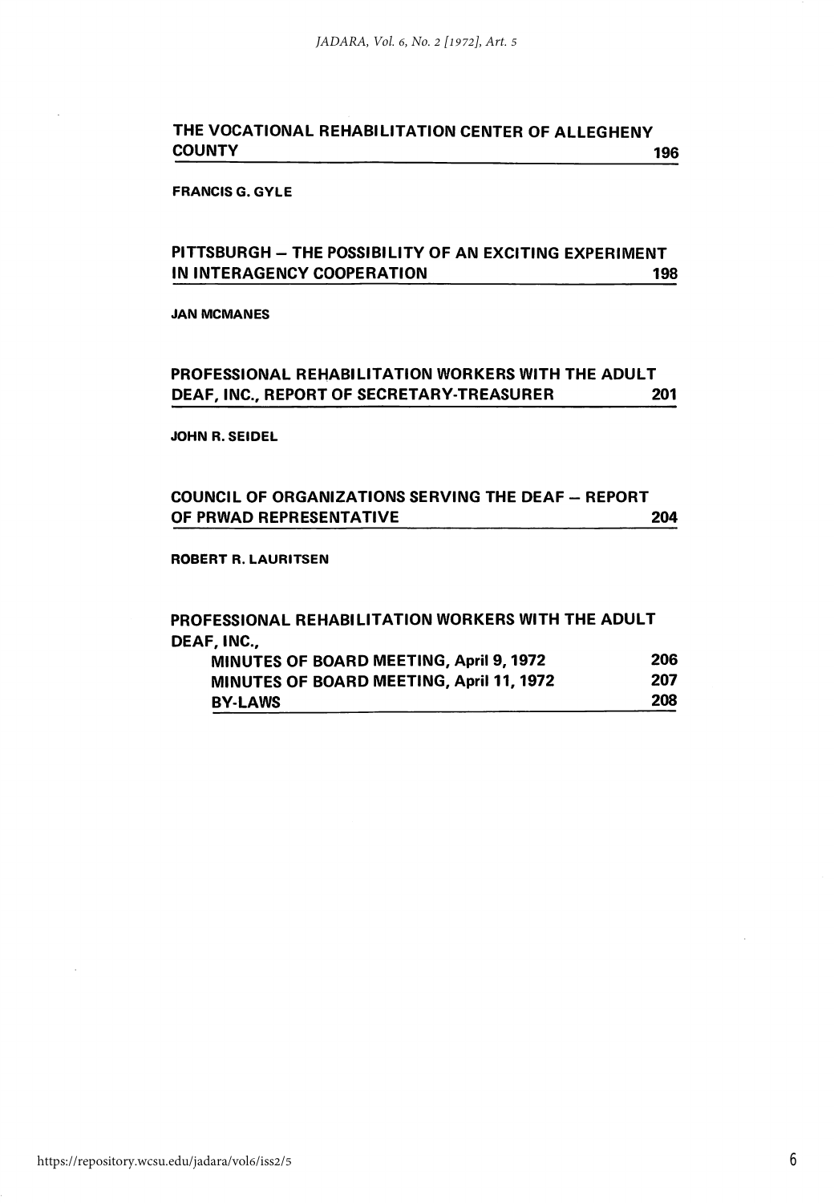THE VOCATIONAL REHABILITATION CENTER OF ALLEGHENY COUNTY 196

FRANCIS G. GYLE

PITTSBURGH – THE POSSIBILITY OF AN EXCITING EXPERIMENT IN INTERAGENCY COOPERATION 198

JAN MCMANES

PROFESSIONAL REHABILITATION WORKERS WITH THE ADULT DEAF, INC., REPORT OF SECRETARY-TREASURER 201

JOHN R. SEIDEL

COUNCIL OF ORGANIZATIONS SERVING THE DEAF – REPORT OF PRWAD REPRESENTATIVE 204

ROBERT R. LAURITSEN

PROFESSIONAL REHABILITATION WORKERS WITH THE ADULT DEAF, INC.,

- MINUTES OF BOARD MEETING, April 9, 1972 206
- MINUTES OF BOARD MEETING, April 11, 1972 207
- BY-LAWS 208